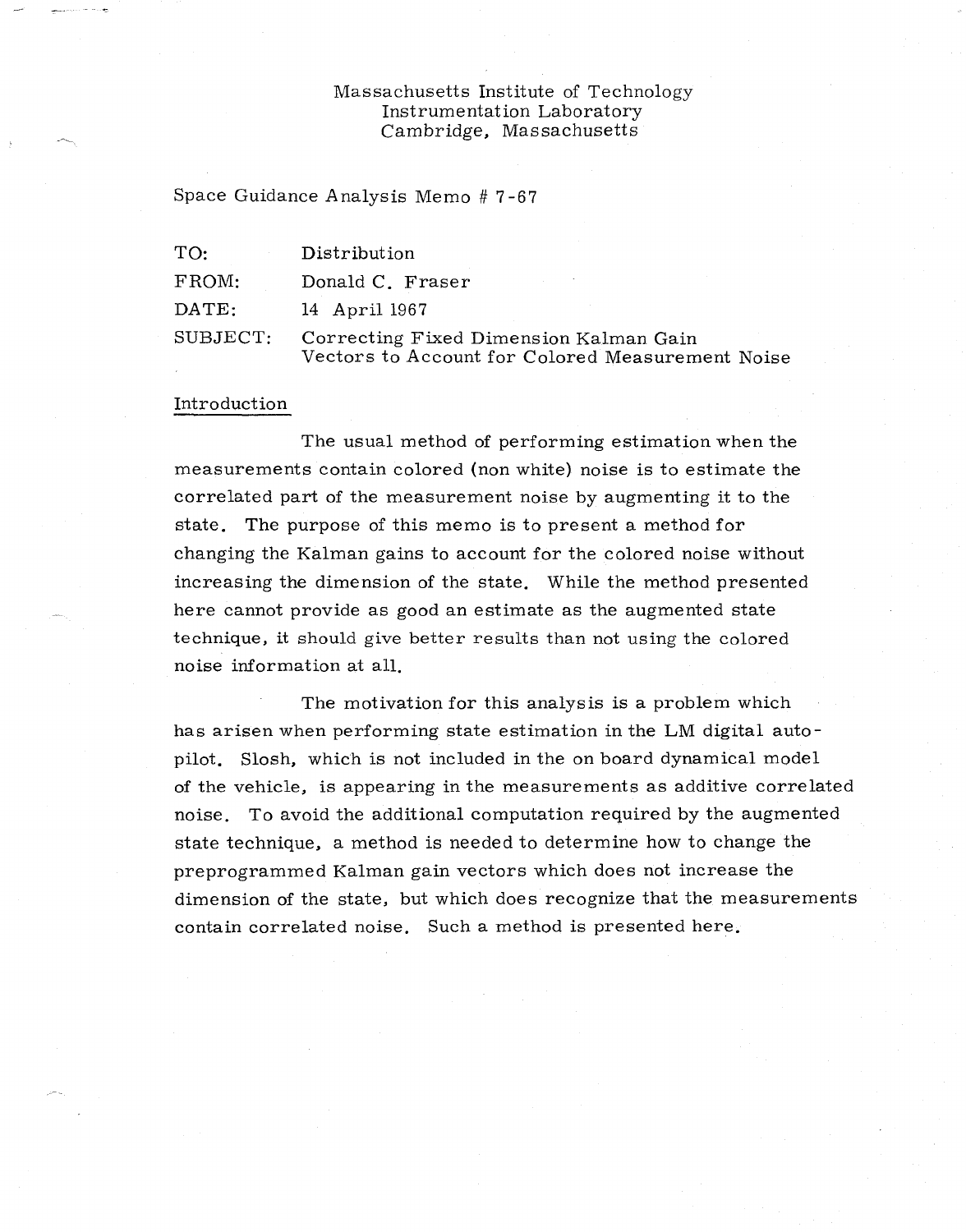Massachusetts Institute of Technology
Instrumentation Laboratory
Cambridge, Massachusetts

Space Guidance Analysis Memo # 7-67

| | |
|---|---|
| TO: | Distribution |
| FROM: | Donald C. Fraser |
| DATE: | 14 April 1967 |
| SUBJECT: | Correcting Fixed Dimension Kalman Gain Vectors to Account for Colored Measurement Noise |

## Introduction

The usual method of performing estimation when the measurements contain colored (non white) noise is to estimate the correlated part of the measurement noise by augmenting it to the state. The purpose of this memo is to present a method for changing the Kalman gains to account for the colored noise without increasing the dimension of the state. While the method presented here cannot provide as good an estimate as the augmented state technique, it should give better results than not using the colored noise information at all.

The motivation for this analysis is a problem which has arisen when performing state estimation in the LM digital auto-pilot. Slosh, which is not included in the on board dynamical model of the vehicle, is appearing in the measurements as additive correlated noise. To avoid the additional computation required by the augmented state technique, a method is needed to determine how to change the preprogrammed Kalman gain vectors which does not increase the dimension of the state, but which does recognize that the measurements contain correlated noise. Such a method is presented here.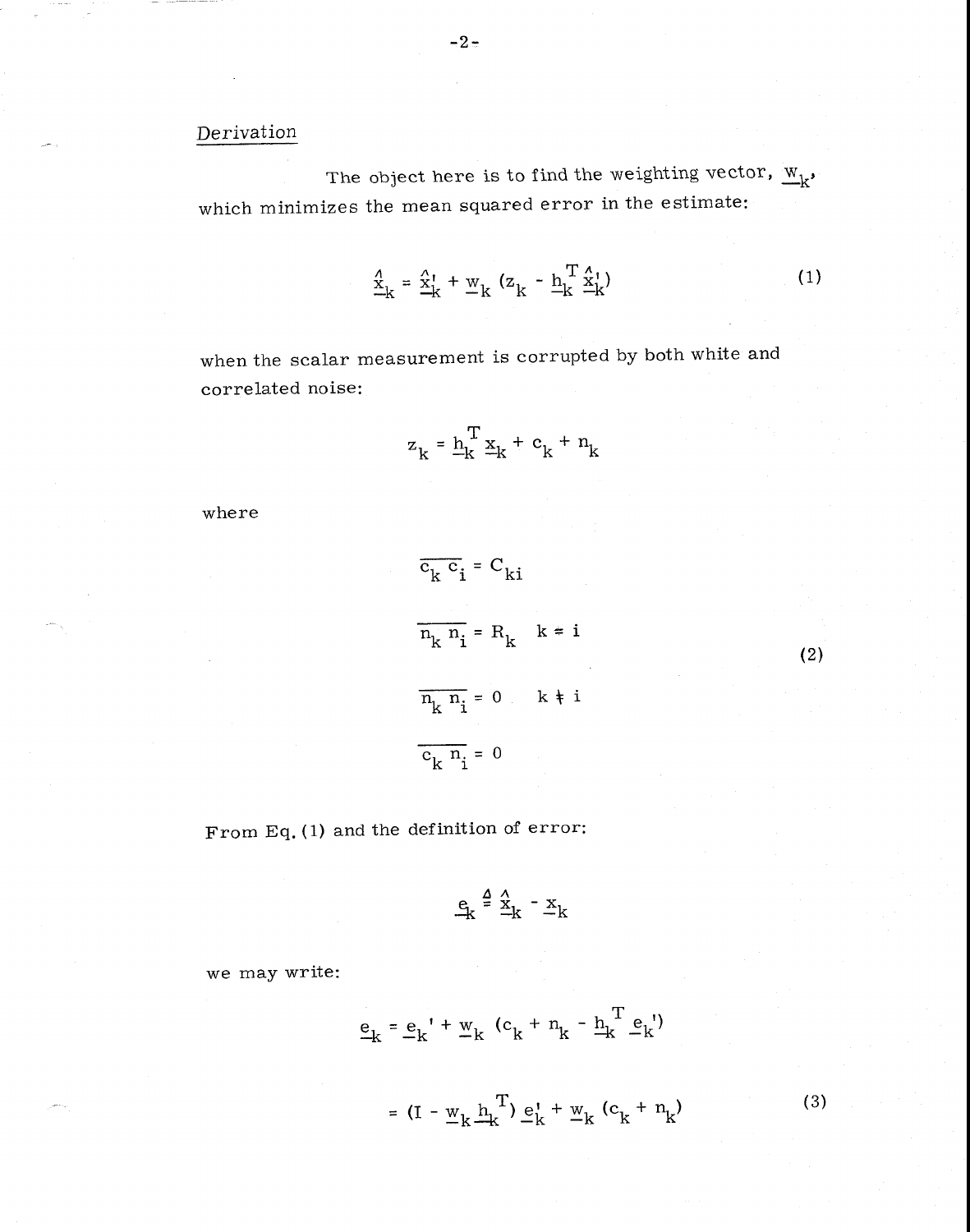## Derivation

The object here is to find the weighting vector, $\underline{w}_k$, which minimizes the mean squared error in the estimate:

$$\hat{\underline{x}}_k = \hat{\underline{x}}'_k + \underline{w}_k \left(z_k - \underline{h}_k^T \hat{\underline{x}}'_k\right) \tag{1}$$

when the scalar measurement is corrupted by both white and correlated noise:

$$z_k = \underline{h}_k^T \underline{x}_k + c_k + n_k$$

where

$$\begin{aligned}
\overline{c_k c_i} &= C_{ki} \\
\overline{n_k n_i} &= R_k \quad k = i \\
\overline{n_k n_i} &= 0 \quad k \neq i \\
\overline{c_k n_i} &= 0
\end{aligned} \tag{2}$$

From Eq. (1) and the definition of error:

$$\underline{e}_k \triangleq \hat{\underline{x}}_k - \underline{x}_k$$

we may write:

$$\underline{e}_k = \underline{e}_k' + \underline{w}_k \left(c_k + n_k - \underline{h}_k^T \underline{e}_k'\right)$$

$$= \left(I - \underline{w}_k \underline{h}_k^T\right) \underline{e}_k' + \underline{w}_k \left(c_k + n_k\right) \tag{3}$$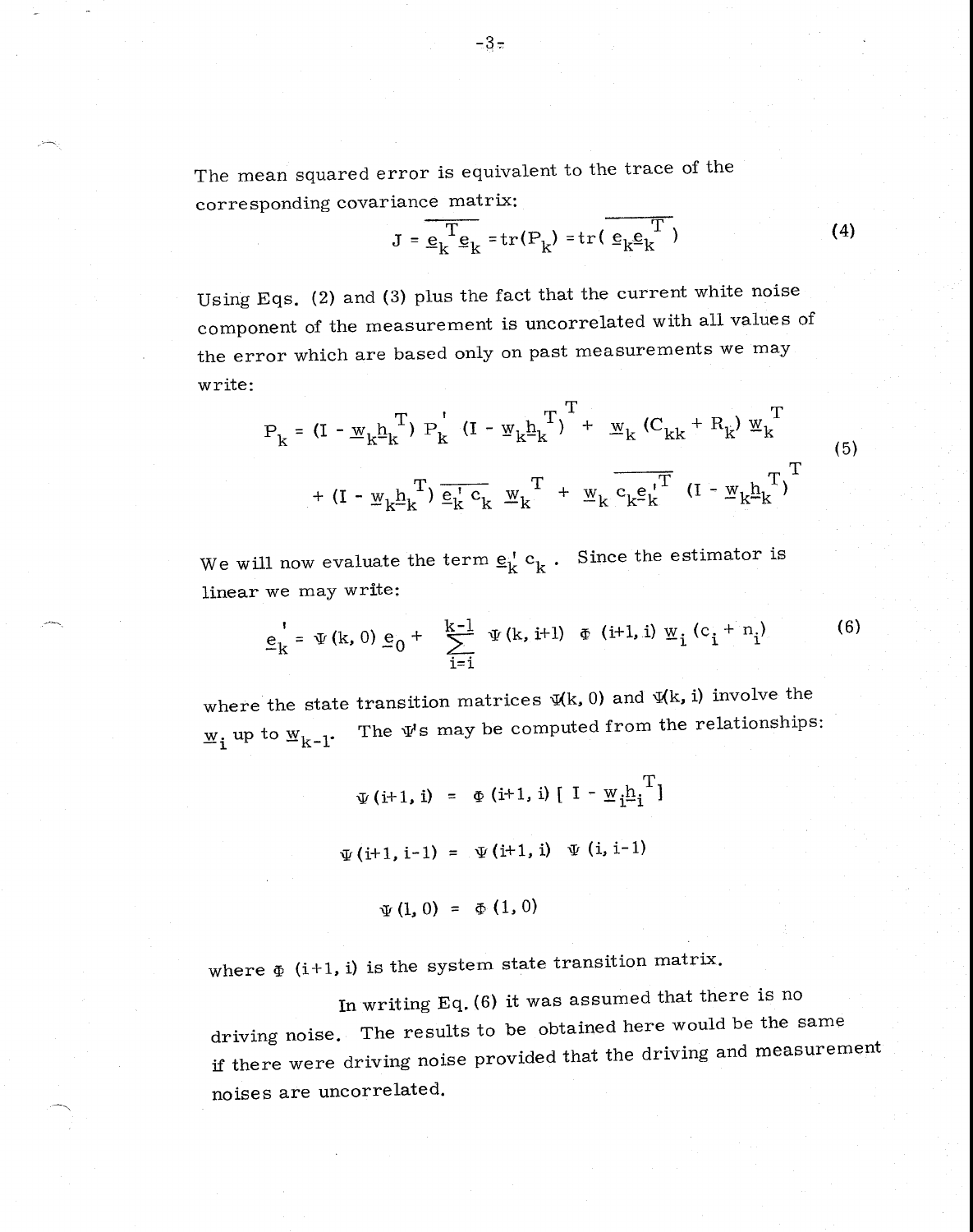The mean squared error is equivalent to the trace of the corresponding covariance matrix:

$$J = \overline{\underline{e}_k^T \underline{e}_k} = \mathrm{tr}(P_k) = \mathrm{tr}(\overline{\underline{e}_k \underline{e}_k^T}) \tag{4}$$

Using Eqs. (2) and (3) plus the fact that the current white noise component of the measurement is uncorrelated with all values of the error which are based only on past measurements we may write:

$$\begin{aligned} P_k = {} & (I - \underline{w}_k \underline{h}_k^T)\, P_k' \,(I - \underline{w}_k \underline{h}_k^T)^T + \underline{w}_k (C_{kk} + R_k)\, \underline{w}_k^T \\ & + (I - \underline{w}_k \underline{h}_k^T)\, \overline{\underline{e}_k' c_k}\, \underline{w}_k^T + \underline{w}_k\, \overline{c_k \underline{e}_k'^T}\, (I - \underline{w}_k \underline{h}_k^T)^T \end{aligned} \tag{5}$$

We will now evaluate the term $\underline{e}_k' c_k$. Since the estimator is linear we may write:

$$\underline{e}_k' = \Psi(k, 0)\, \underline{e}_0 + \sum_{i=i}^{k-1} \Psi(k, i+1)\, \Phi(i+1, i)\, \underline{w}_i (c_i + n_i) \tag{6}$$

where the state transition matrices $\Psi(k, 0)$ and $\Psi(k, i)$ involve the $\underline{w}_i$ up to $\underline{w}_{k-1}$. The $\Psi$'s may be computed from the relationships:

$$\Psi(i+1, i) = \Phi(i+1, i)\, [\, I - \underline{w}_i \underline{h}_i^T ]$$

$$\Psi(i+1, i-1) = \Psi(i+1, i)\, \Psi(i, i-1)$$

$$\Psi(1, 0) = \Phi(1, 0)$$

where $\Phi(i+1, i)$ is the system state transition matrix.

In writing Eq. (6) it was assumed that there is no driving noise. The results to be obtained here would be the same if there were driving noise provided that the driving and measurement noises are uncorrelated.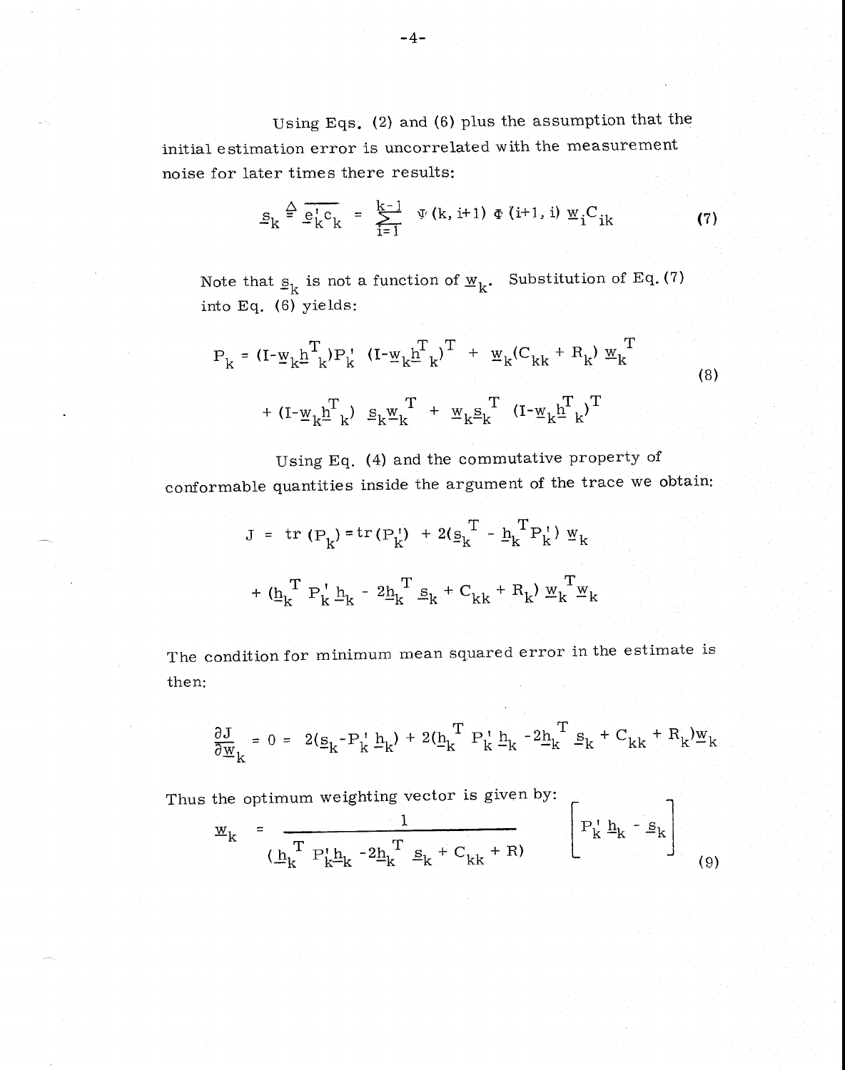Using Eqs. (2) and (6) plus the assumption that the initial estimation error is uncorrelated with the measurement noise for later times there results:

$$\underline{s}_k \triangleq \overline{\underline{e}'_k c_k} = \sum_{i=1}^{k-1} \Psi(k, i+1)\, \Phi(i+1, i)\, \underline{w}_i C_{ik} \tag{7}$$

Note that $\underline{s}_k$ is not a function of $\underline{w}_k$. Substitution of Eq. (7) into Eq. (6) yields:

$$\begin{aligned} P_k = {} & (I-\underline{w}_k \underline{h}^T{}_k) P'_k \, (I-\underline{w}_k \underline{h}^T{}_k)^T + \underline{w}_k (C_{kk} + R_k)\, \underline{w}_k^T \\ & + (I-\underline{w}_k \underline{h}^T{}_k)\, \underline{s}_k \underline{w}_k^T + \underline{w}_k \underline{s}_k^T \, (I-\underline{w}_k \underline{h}^T{}_k)^T \end{aligned} \tag{8}$$

Using Eq. (4) and the commutative property of conformable quantities inside the argument of the trace we obtain:

$$\begin{aligned} J = {} & \operatorname{tr}(P_k) = \operatorname{tr}(P'_k) + 2(\underline{s}_k^T - \underline{h}_k^T P'_k)\, \underline{w}_k \\ & + (\underline{h}_k^T P'_k \underline{h}_k - 2\underline{h}_k^T \underline{s}_k + C_{kk} + R_k)\, \underline{w}_k^T \underline{w}_k \end{aligned}$$

The condition for minimum mean squared error in the estimate is then:

$$\frac{\partial J}{\partial \underline{w}_k} = 0 = 2(\underline{s}_k - P'_k \underline{h}_k) + 2(\underline{h}_k^T P'_k \underline{h}_k - 2\underline{h}_k^T \underline{s}_k + C_{kk} + R_k)\underline{w}_k$$

Thus the optimum weighting vector is given by:

$$\underline{w}_k = \frac{1}{(\underline{h}_k^T P'_k \underline{h}_k - 2\underline{h}_k^T \underline{s}_k + C_{kk} + R)} \left[ P'_k \underline{h}_k - \underline{s}_k \right] \tag{9}$$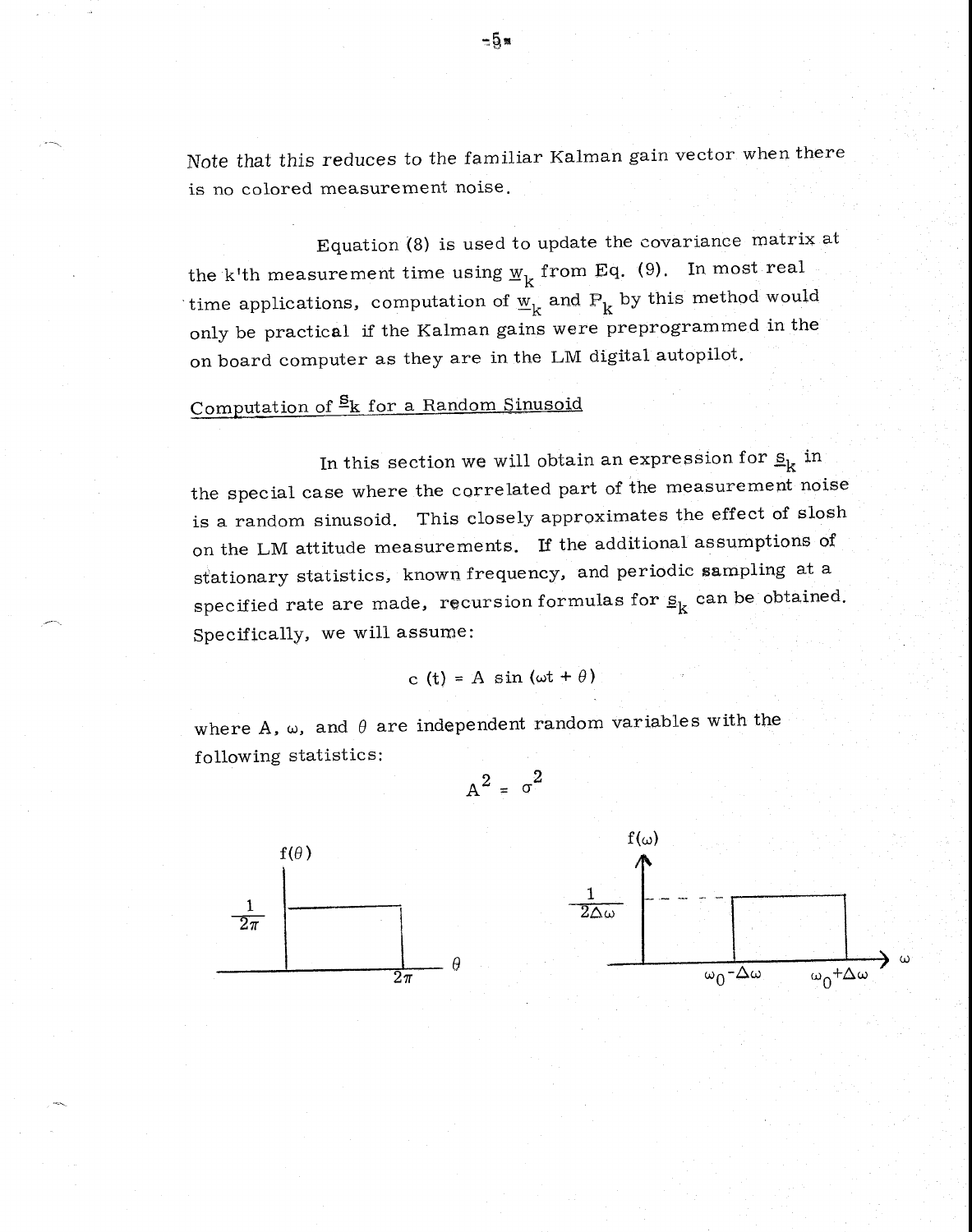Note that this reduces to the familiar Kalman gain vector when there is no colored measurement noise.

Equation (8) is used to update the covariance matrix at the k'th measurement time using $\underline{w}_k$ from Eq. (9). In most real time applications, computation of $\underline{w}_k$ and $P_k$ by this method would only be practical if the Kalman gains were preprogrammed in the on board computer as they are in the LM digital autopilot.

## Computation of $\underline{s}_k$ for a Random Sinusoid

In this section we will obtain an expression for $\underline{s}_k$ in the special case where the correlated part of the measurement noise is a random sinusoid. This closely approximates the effect of slosh on the LM attitude measurements. If the additional assumptions of stationary statistics, known frequency, and periodic sampling at a specified rate are made, recursion formulas for $\underline{s}_k$ can be obtained. Specifically, we will assume:

$$c(t) = A \sin(\omega t + \theta)$$

where A, $\omega$, and $\theta$ are independent random variables with the following statistics:

$$\overline{A^2} = \sigma^2$$

$f(\theta)$: uniform with height $\frac{1}{2\pi}$ from $0$ to $2\pi$

$f(\omega)$: uniform with height $\frac{1}{2\Delta\omega}$ from $\omega_0 - \Delta\omega$ to $\omega_0 + \Delta\omega$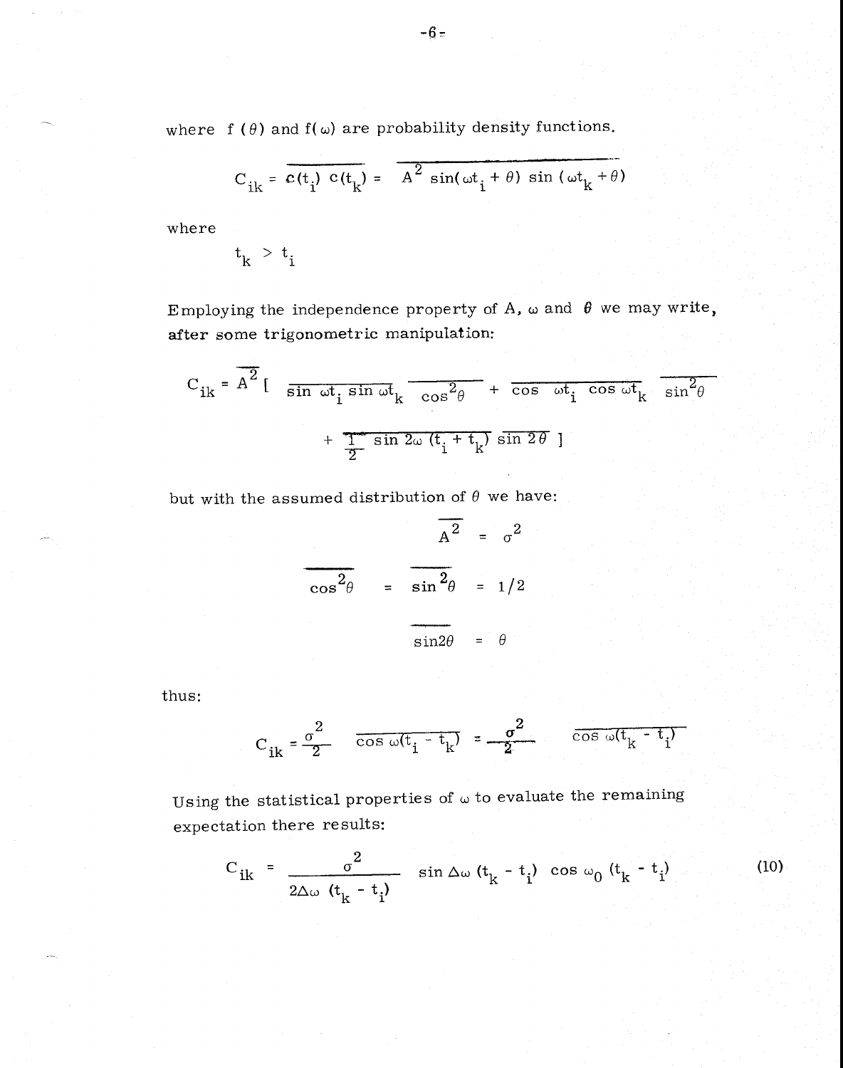where $f(\theta)$ and $f(\omega)$ are probability density functions.

$$C_{ik} = \overline{c(t_i)\, c(t_k)} = \overline{A^2 \sin(\omega t_i + \theta) \sin(\omega t_k + \theta)}$$

where

$$t_k > t_i$$

Employing the independence property of A, $\omega$ and $\theta$ we may write, after some trigonometric manipulation:

$$C_{ik} = \overline{A^2} \left[ \overline{\sin \omega t_i \sin \omega t_k}\; \overline{\cos^2\theta} + \overline{\cos \omega t_i \cos \omega t_k}\; \overline{\sin^2\theta} + \overline{\frac{1}{2} \sin 2\omega (t_i + t_k)}\; \overline{\sin 2\theta} \right]$$

but with the assumed distribution of $\theta$ we have:

$$\overline{A^2} = \sigma^2$$

$$\overline{\cos^2\theta} = \overline{\sin^2\theta} = 1/2$$

$$\overline{\sin 2\theta} = \theta$$

thus:

$$C_{ik} = \frac{\sigma^2}{2} \overline{\cos \omega(t_i - t_k)} = \frac{\sigma^2}{2} \overline{\cos \omega(t_k - t_i)}$$

Using the statistical properties of $\omega$ to evaluate the remaining expectation there results:

$$C_{ik} = \frac{\sigma^2}{2\Delta\omega\,(t_k - t_i)} \sin \Delta\omega\,(t_k - t_i) \cos \omega_0\,(t_k - t_i) \tag{10}$$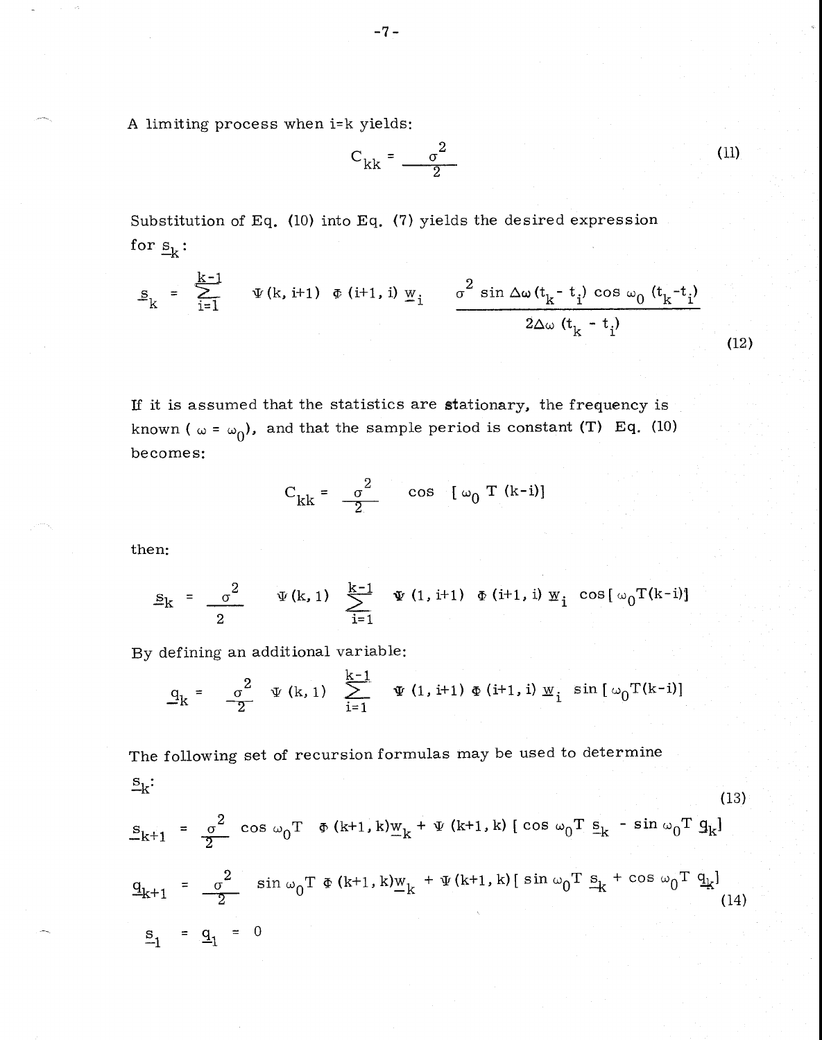A limiting process when i=k yields:

$$C_{kk} = \frac{\sigma^2}{2} \tag{11}$$

Substitution of Eq. (10) into Eq. (7) yields the desired expression for $\underline{s}_k$:

$$\underline{s}_k = \sum_{i=1}^{k-1} \Psi(k, i+1)\ \Phi(i+1, i)\ \underline{w}_i \quad \frac{\sigma^2 \sin \Delta\omega (t_k - t_i) \cos \omega_0 (t_k - t_i)}{2\Delta\omega (t_k - t_i)} \tag{12}$$

If it is assumed that the statistics are stationary, the frequency is known ( $\omega = \omega_0$), and that the sample period is constant (T) Eq. (10) becomes:

$$C_{kk} = \frac{\sigma^2}{2} \quad \cos\ [\omega_0\ T\ (k-i)]$$

then:

$$\underline{s}_k = \frac{\sigma^2}{2} \quad \Psi(k, 1) \sum_{i=1}^{k-1} \Psi(1, i+1)\ \Phi(i+1, i)\ \underline{w}_i\ \cos[\omega_0 T(k-i)]$$

By defining an additional variable:

$$\underline{q}_k = \frac{\sigma^2}{2} \quad \Psi(k, 1) \sum_{i=1}^{k-1} \Psi(1, i+1)\ \Phi(i+1, i)\ \underline{w}_i\ \sin[\omega_0 T(k-i)]$$

The following set of recursion formulas may be used to determine $\underline{s}_k$:

$$\underline{s}_{k+1} = \frac{\sigma^2}{2} \cos \omega_0 T \quad \Phi(k+1, k)\underline{w}_k + \Psi(k+1, k)\ [\cos \omega_0 T\ \underline{s}_k - \sin \omega_0 T\ \underline{q}_k] \tag{13}$$

$$\underline{q}_{k+1} = \frac{\sigma^2}{2} \sin \omega_0 T\ \Phi(k+1, k)\underline{w}_k + \Psi(k+1, k)\ [\sin \omega_0 T\ \underline{s}_k + \cos \omega_0 T\ \underline{q}_k] \tag{14}$$

$$\underline{s}_1 = \underline{q}_1 = 0$$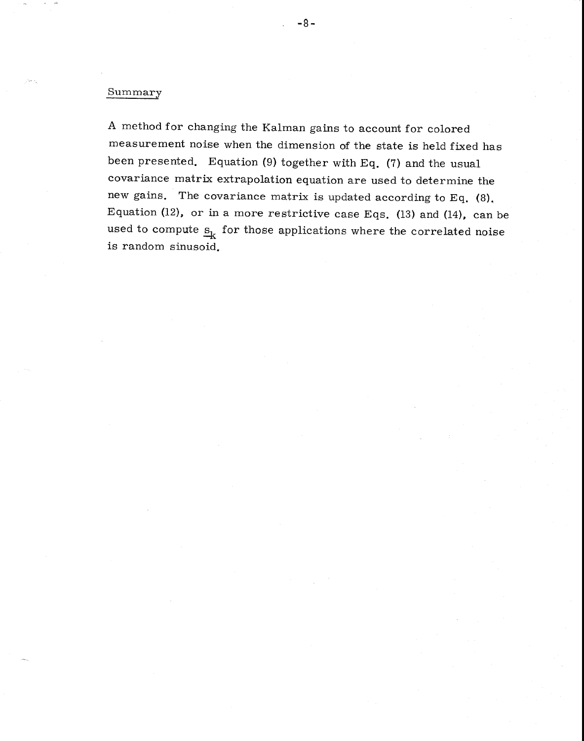## Summary

A method for changing the Kalman gains to account for colored measurement noise when the dimension of the state is held fixed has been presented. Equation (9) together with Eq. (7) and the usual covariance matrix extrapolation equation are used to determine the new gains. The covariance matrix is updated according to Eq. (8). Equation (12), or in a more restrictive case Eqs. (13) and (14), can be used to compute $\underline{s}_k$ for those applications where the correlated noise is random sinusoid.